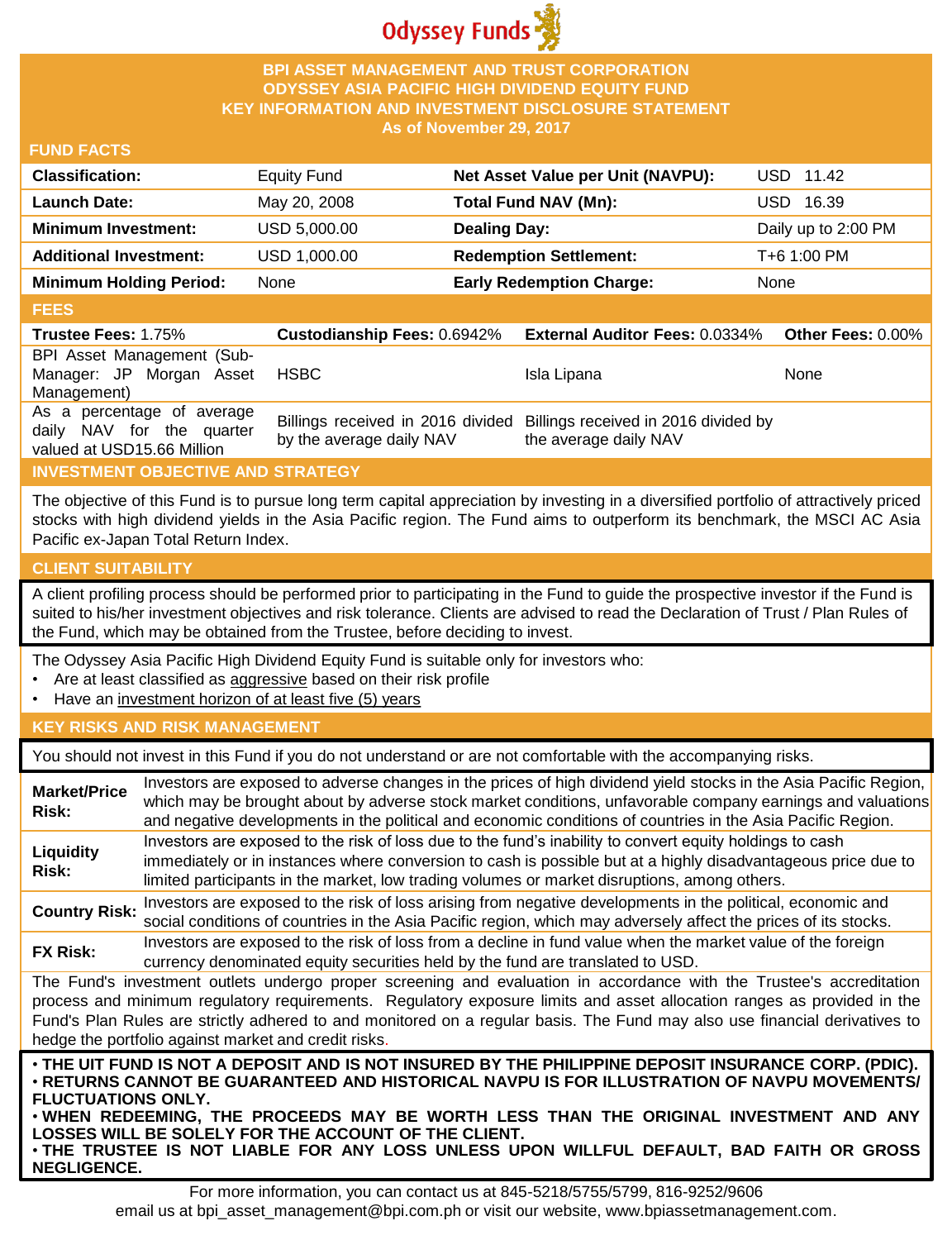Odyssey Funds

# BPI ASSET MANAGEMENT AND TRUST CORPORATION
# ODYSSEY ASIA PACIFIC HIGH DIVIDEND EQUITY FUND
# KEY INFORMATION AND INVESTMENT DISCLOSURE STATEMENT
**As of November 29, 2017**

## FUND FACTS

| | | | |
|---|---|---|---|
| **Classification:** | Equity Fund | **Net Asset Value per Unit (NAVPU):** | USD 11.42 |
| **Launch Date:** | May 20, 2008 | **Total Fund NAV (Mn):** | USD 16.39 |
| **Minimum Investment:** | USD 5,000.00 | **Dealing Day:** | Daily up to 2:00 PM |
| **Additional Investment:** | USD 1,000.00 | **Redemption Settlement:** | T+6 1:00 PM |
| **Minimum Holding Period:** | None | **Early Redemption Charge:** | None |

## FEES

| **Trustee Fees:** 1.75% | **Custodianship Fees:** 0.6942% | **External Auditor Fees:** 0.0334% | **Other Fees:** 0.00% |
|---|---|---|---|
| BPI Asset Management (Sub-Manager: JP Morgan Asset Management) | HSBC | Isla Lipana | None |
| As a percentage of average daily NAV for the quarter valued at USD15.66 Million | Billings received in 2016 divided by the average daily NAV | Billings received in 2016 divided by the average daily NAV | |

## INVESTMENT OBJECTIVE AND STRATEGY

The objective of this Fund is to pursue long term capital appreciation by investing in a diversified portfolio of attractively priced stocks with high dividend yields in the Asia Pacific region. The Fund aims to outperform its benchmark, the MSCI AC Asia Pacific ex-Japan Total Return Index.

## CLIENT SUITABILITY

A client profiling process should be performed prior to participating in the Fund to guide the prospective investor if the Fund is suited to his/her investment objectives and risk tolerance. Clients are advised to read the Declaration of Trust / Plan Rules of the Fund, which may be obtained from the Trustee, before deciding to invest.

The Odyssey Asia Pacific High Dividend Equity Fund is suitable only for investors who:

- Are at least classified as aggressive based on their risk profile
- Have an investment horizon of at least five (5) years

## KEY RISKS AND RISK MANAGEMENT

You should not invest in this Fund if you do not understand or are not comfortable with the accompanying risks.

| | |
|---|---|
| **Market/Price Risk:** | Investors are exposed to adverse changes in the prices of high dividend yield stocks in the Asia Pacific Region, which may be brought about by adverse stock market conditions, unfavorable company earnings and valuations and negative developments in the political and economic conditions of countries in the Asia Pacific Region. |
| **Liquidity Risk:** | Investors are exposed to the risk of loss due to the fund's inability to convert equity holdings to cash immediately or in instances where conversion to cash is possible but at a highly disadvantageous price due to limited participants in the market, low trading volumes or market disruptions, among others. |
| **Country Risk:** | Investors are exposed to the risk of loss arising from negative developments in the political, economic and social conditions of countries in the Asia Pacific region, which may adversely affect the prices of its stocks. |
| **FX Risk:** | Investors are exposed to the risk of loss from a decline in fund value when the market value of the foreign currency denominated equity securities held by the fund are translated to USD. |

The Fund's investment outlets undergo proper screening and evaluation in accordance with the Trustee's accreditation process and minimum regulatory requirements. Regulatory exposure limits and asset allocation ranges as provided in the Fund's Plan Rules are strictly adhered to and monitored on a regular basis. The Fund may also use financial derivatives to hedge the portfolio against market and credit risks.

**• THE UIT FUND IS NOT A DEPOSIT AND IS NOT INSURED BY THE PHILIPPINE DEPOSIT INSURANCE CORP. (PDIC).**
**• RETURNS CANNOT BE GUARANTEED AND HISTORICAL NAVPU IS FOR ILLUSTRATION OF NAVPU MOVEMENTS/ FLUCTUATIONS ONLY.**
**• WHEN REDEEMING, THE PROCEEDS MAY BE WORTH LESS THAN THE ORIGINAL INVESTMENT AND ANY LOSSES WILL BE SOLELY FOR THE ACCOUNT OF THE CLIENT.**
**• THE TRUSTEE IS NOT LIABLE FOR ANY LOSS UNLESS UPON WILLFUL DEFAULT, BAD FAITH OR GROSS NEGLIGENCE.**

For more information, you can contact us at 845-5218/5755/5799, 816-9252/9606 email us at bpi_asset_management@bpi.com.ph or visit our website, www.bpiassetmanagement.com.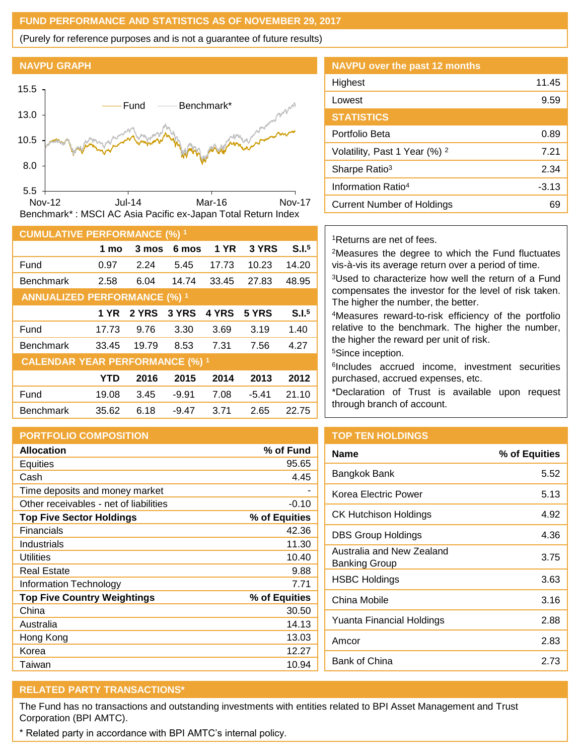## FUND PERFORMANCE AND STATISTICS AS OF NOVEMBER 29, 2017

(Purely for reference purposes and is not a guarantee of future results)

### NAVPU GRAPH

Benchmark* : MSCI AC Asia Pacific ex-Japan Total Return Index

### NAVPU over the past 12 months

| | |
|---|---|
| Highest | 11.45 |
| Lowest | 9.59 |

### STATISTICS

| | |
|---|---|
| Portfolio Beta | 0.89 |
| Volatility, Past 1 Year (%) [2] | 7.21 |
| Sharpe Ratio[3] | 2.34 |
| Information Ratio[4] | -3.13 |
| Current Number of Holdings | 69 |

### CUMULATIVE PERFORMANCE (%) [1]

| | 1 mo | 3 mos | 6 mos | 1 YR | 3 YRS | S.I.[5] |
|---|---|---|---|---|---|---|
| Fund | 0.97 | 2.24 | 5.45 | 17.73 | 10.23 | 14.20 |
| Benchmark | 2.58 | 6.04 | 14.74 | 33.45 | 27.83 | 48.95 |

### ANNUALIZED PERFORMANCE (%) [1]

| | 1 YR | 2 YRS | 3 YRS | 4 YRS | 5 YRS | S.I.[5] |
|---|---|---|---|---|---|---|
| Fund | 17.73 | 9.76 | 3.30 | 3.69 | 3.19 | 1.40 |
| Benchmark | 33.45 | 19.79 | 8.53 | 7.31 | 7.56 | 4.27 |

### CALENDAR YEAR PERFORMANCE (%) [1]

| | YTD | 2016 | 2015 | 2014 | 2013 | 2012 |
|---|---|---|---|---|---|---|
| Fund | 19.08 | 3.45 | -9.91 | 7.08 | -5.41 | 21.10 |
| Benchmark | 35.62 | 6.18 | -9.47 | 3.71 | 2.65 | 22.75 |

[1]Returns are net of fees.

[2]Measures the degree to which the Fund fluctuates vis-à-vis its average return over a period of time.

[3]Used to characterize how well the return of a Fund compensates the investor for the level of risk taken. The higher the number, the better.

[4]Measures reward-to-risk efficiency of the portfolio relative to the benchmark. The higher the number, the higher the reward per unit of risk.

[5]Since inception.

[6]Includes accrued income, investment securities purchased, accrued expenses, etc.

*Declaration of Trust is available upon request through branch of account.

### PORTFOLIO COMPOSITION

| **Allocation** | **% of Fund** |
|---|---|
| Equities | 95.65 |
| Cash | 4.45 |
| Time deposits and money market | - |
| Other receivables - net of liabilities | -0.10 |
| **Top Five Sector Holdings** | **% of Equities** |
| Financials | 42.36 |
| Industrials | 11.30 |
| Utilities | 10.40 |
| Real Estate | 9.88 |
| Information Technology | 7.71 |
| **Top Five Country Weightings** | **% of Equities** |
| China | 30.50 |
| Australia | 14.13 |
| Hong Kong | 13.03 |
| Korea | 12.27 |
| Taiwan | 10.94 |

### TOP TEN HOLDINGS

| Name | % of Equities |
|---|---|
| Bangkok Bank | 5.52 |
| Korea Electric Power | 5.13 |
| CK Hutchison Holdings | 4.92 |
| DBS Group Holdings | 4.36 |
| Australia and New Zealand Banking Group | 3.75 |
| HSBC Holdings | 3.63 |
| China Mobile | 3.16 |
| Yuanta Financial Holdings | 2.88 |
| Amcor | 2.83 |
| Bank of China | 2.73 |

### RELATED PARTY TRANSACTIONS*

The Fund has no transactions and outstanding investments with entities related to BPI Asset Management and Trust Corporation (BPI AMTC).

\* Related party in accordance with BPI AMTC's internal policy.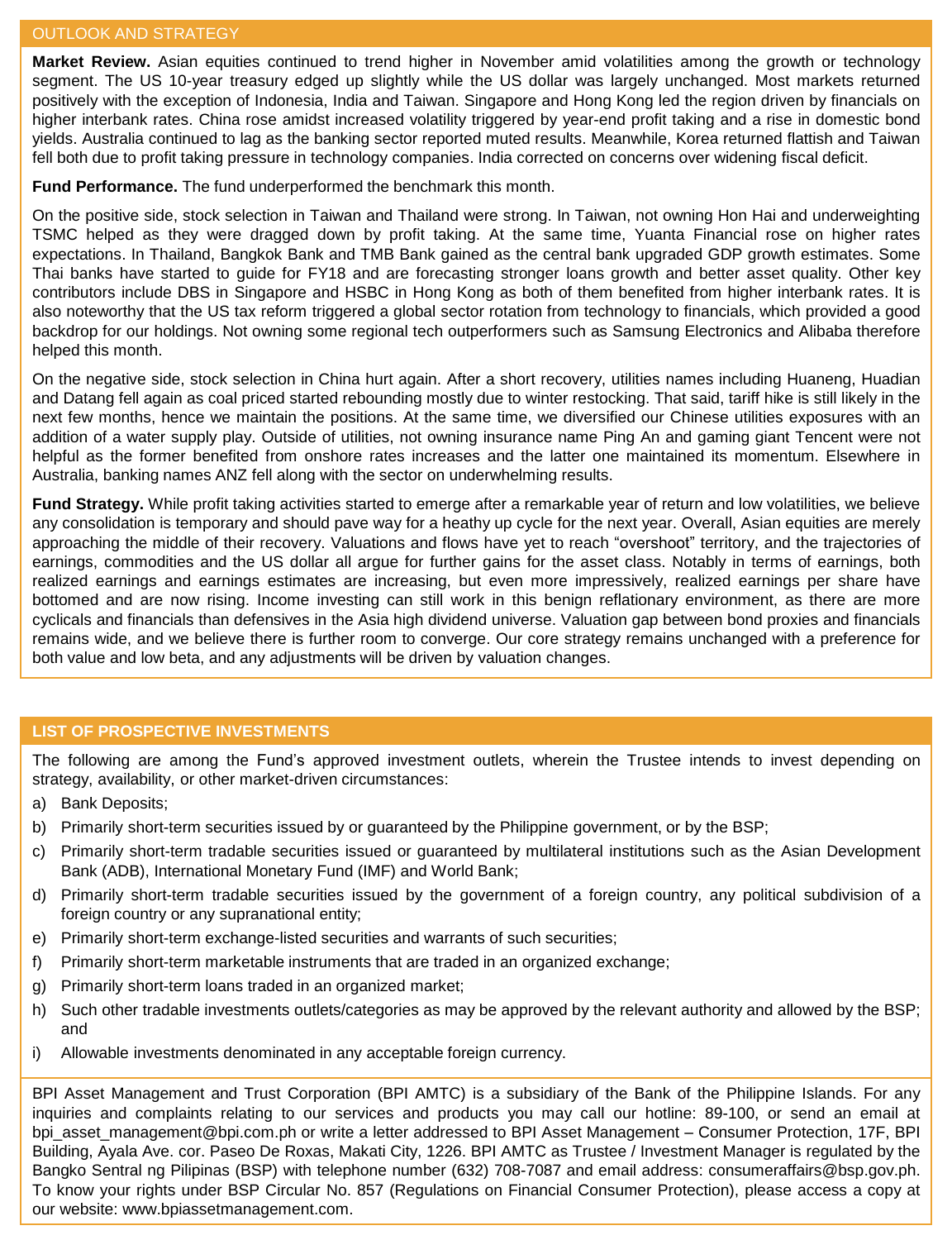## OUTLOOK AND STRATEGY

**Market Review.** Asian equities continued to trend higher in November amid volatilities among the growth or technology segment. The US 10-year treasury edged up slightly while the US dollar was largely unchanged. Most markets returned positively with the exception of Indonesia, India and Taiwan. Singapore and Hong Kong led the region driven by financials on higher interbank rates. China rose amidst increased volatility triggered by year-end profit taking and a rise in domestic bond yields. Australia continued to lag as the banking sector reported muted results. Meanwhile, Korea returned flattish and Taiwan fell both due to profit taking pressure in technology companies. India corrected on concerns over widening fiscal deficit.

**Fund Performance.** The fund underperformed the benchmark this month.

On the positive side, stock selection in Taiwan and Thailand were strong. In Taiwan, not owning Hon Hai and underweighting TSMC helped as they were dragged down by profit taking. At the same time, Yuanta Financial rose on higher rates expectations. In Thailand, Bangkok Bank and TMB Bank gained as the central bank upgraded GDP growth estimates. Some Thai banks have started to guide for FY18 and are forecasting stronger loans growth and better asset quality. Other key contributors include DBS in Singapore and HSBC in Hong Kong as both of them benefited from higher interbank rates. It is also noteworthy that the US tax reform triggered a global sector rotation from technology to financials, which provided a good backdrop for our holdings. Not owning some regional tech outperformers such as Samsung Electronics and Alibaba therefore helped this month.

On the negative side, stock selection in China hurt again. After a short recovery, utilities names including Huaneng, Huadian and Datang fell again as coal priced started rebounding mostly due to winter restocking. That said, tariff hike is still likely in the next few months, hence we maintain the positions. At the same time, we diversified our Chinese utilities exposures with an addition of a water supply play. Outside of utilities, not owning insurance name Ping An and gaming giant Tencent were not helpful as the former benefited from onshore rates increases and the latter one maintained its momentum. Elsewhere in Australia, banking names ANZ fell along with the sector on underwhelming results.

**Fund Strategy.** While profit taking activities started to emerge after a remarkable year of return and low volatilities, we believe any consolidation is temporary and should pave way for a heathy up cycle for the next year. Overall, Asian equities are merely approaching the middle of their recovery. Valuations and flows have yet to reach "overshoot" territory, and the trajectories of earnings, commodities and the US dollar all argue for further gains for the asset class. Notably in terms of earnings, both realized earnings and earnings estimates are increasing, but even more impressively, realized earnings per share have bottomed and are now rising. Income investing can still work in this benign reflationary environment, as there are more cyclicals and financials than defensives in the Asia high dividend universe. Valuation gap between bond proxies and financials remains wide, and we believe there is further room to converge. Our core strategy remains unchanged with a preference for both value and low beta, and any adjustments will be driven by valuation changes.

## LIST OF PROSPECTIVE INVESTMENTS

The following are among the Fund's approved investment outlets, wherein the Trustee intends to invest depending on strategy, availability, or other market-driven circumstances:

a) Bank Deposits;
b) Primarily short-term securities issued by or guaranteed by the Philippine government, or by the BSP;
c) Primarily short-term tradable securities issued or guaranteed by multilateral institutions such as the Asian Development Bank (ADB), International Monetary Fund (IMF) and World Bank;
d) Primarily short-term tradable securities issued by the government of a foreign country, any political subdivision of a foreign country or any supranational entity;
e) Primarily short-term exchange-listed securities and warrants of such securities;
f) Primarily short-term marketable instruments that are traded in an organized exchange;
g) Primarily short-term loans traded in an organized market;
h) Such other tradable investments outlets/categories as may be approved by the relevant authority and allowed by the BSP; and
i) Allowable investments denominated in any acceptable foreign currency.

BPI Asset Management and Trust Corporation (BPI AMTC) is a subsidiary of the Bank of the Philippine Islands. For any inquiries and complaints relating to our services and products you may call our hotline: 89-100, or send an email at bpi_asset_management@bpi.com.ph or write a letter addressed to BPI Asset Management – Consumer Protection, 17F, BPI Building, Ayala Ave. cor. Paseo De Roxas, Makati City, 1226. BPI AMTC as Trustee / Investment Manager is regulated by the Bangko Sentral ng Pilipinas (BSP) with telephone number (632) 708-7087 and email address: consumeraffairs@bsp.gov.ph. To know your rights under BSP Circular No. 857 (Regulations on Financial Consumer Protection), please access a copy at our website: www.bpiassetmanagement.com.